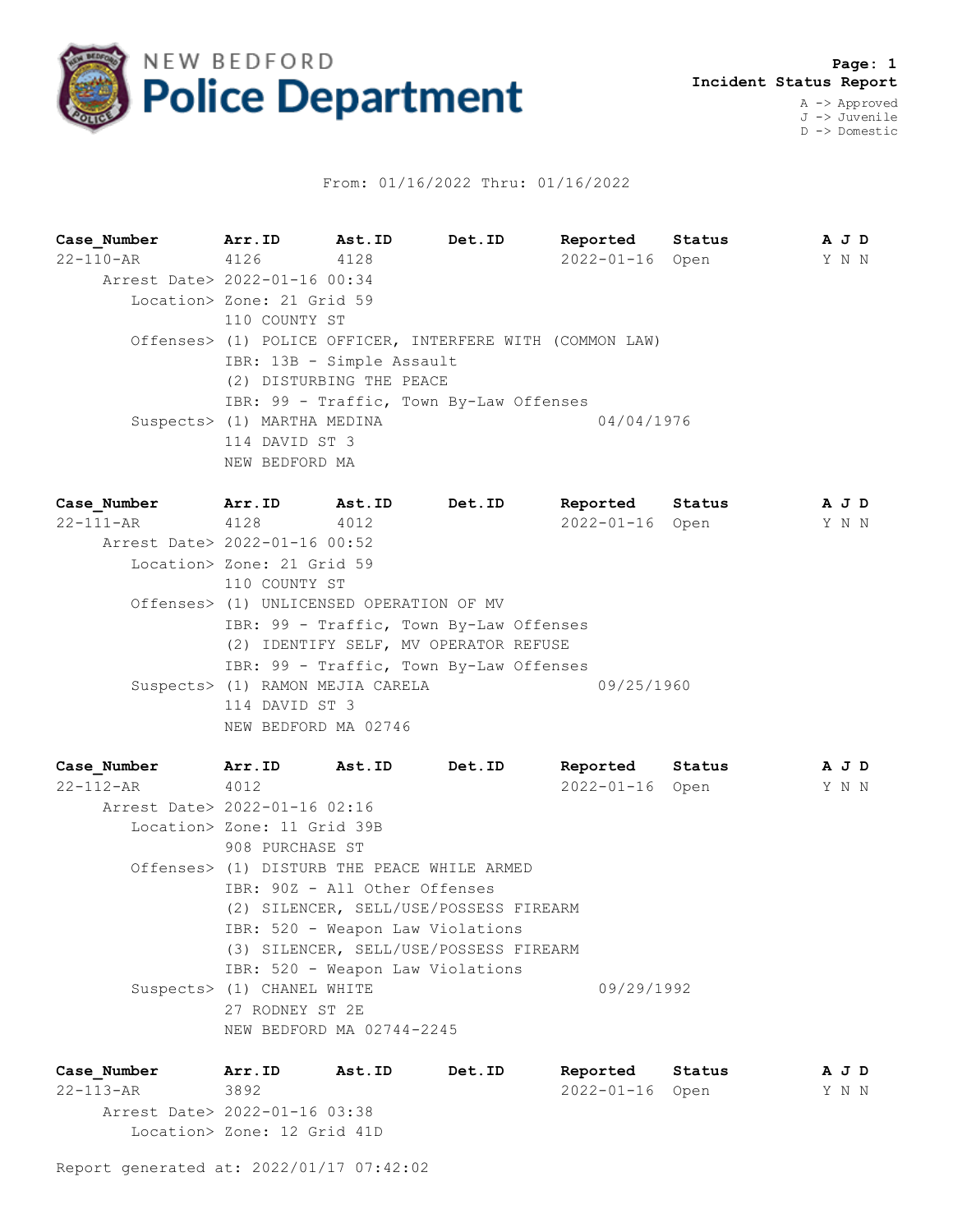# NEW BEDFORD Police Department

**Page: 1**
**Incident Status Report**

A -> Approved
J -> Juvenile
D -> Domestic

From: 01/16/2022 Thru: 01/16/2022

| Case_Number | Arr.ID | Ast.ID | Det.ID | Reported | Status | A J D |
|---|---|---|---|---|---|---|
| 22-110-AR | 4126 | 4128 | | 2022-01-16 | Open | Y N N |

Arrest Date> 2022-01-16 00:34
Location> Zone: 21 Grid 59
110 COUNTY ST
Offenses> (1) POLICE OFFICER, INTERFERE WITH (COMMON LAW)
IBR: 13B - Simple Assault
(2) DISTURBING THE PEACE
IBR: 99 - Traffic, Town By-Law Offenses
Suspects> (1) MARTHA MEDINA 04/04/1976
114 DAVID ST 3
NEW BEDFORD MA

| Case_Number | Arr.ID | Ast.ID | Det.ID | Reported | Status | A J D |
|---|---|---|---|---|---|---|
| 22-111-AR | 4128 | 4012 | | 2022-01-16 | Open | Y N N |

Arrest Date> 2022-01-16 00:52
Location> Zone: 21 Grid 59
110 COUNTY ST
Offenses> (1) UNLICENSED OPERATION OF MV
IBR: 99 - Traffic, Town By-Law Offenses
(2) IDENTIFY SELF, MV OPERATOR REFUSE
IBR: 99 - Traffic, Town By-Law Offenses
Suspects> (1) RAMON MEJIA CARELA 09/25/1960
114 DAVID ST 3
NEW BEDFORD MA 02746

| Case_Number | Arr.ID | Ast.ID | Det.ID | Reported | Status | A J D |
|---|---|---|---|---|---|---|
| 22-112-AR | 4012 | | | 2022-01-16 | Open | Y N N |

Arrest Date> 2022-01-16 02:16
Location> Zone: 11 Grid 39B
908 PURCHASE ST
Offenses> (1) DISTURB THE PEACE WHILE ARMED
IBR: 90Z - All Other Offenses
(2) SILENCER, SELL/USE/POSSESS FIREARM
IBR: 520 - Weapon Law Violations
(3) SILENCER, SELL/USE/POSSESS FIREARM
IBR: 520 - Weapon Law Violations
Suspects> (1) CHANEL WHITE 09/29/1992
27 RODNEY ST 2E
NEW BEDFORD MA 02744-2245

| Case_Number | Arr.ID | Ast.ID | Det.ID | Reported | Status | A J D |
|---|---|---|---|---|---|---|
| 22-113-AR | 3892 | | | 2022-01-16 | Open | Y N N |

Arrest Date> 2022-01-16 03:38
Location> Zone: 12 Grid 41D

Report generated at: 2022/01/17 07:42:02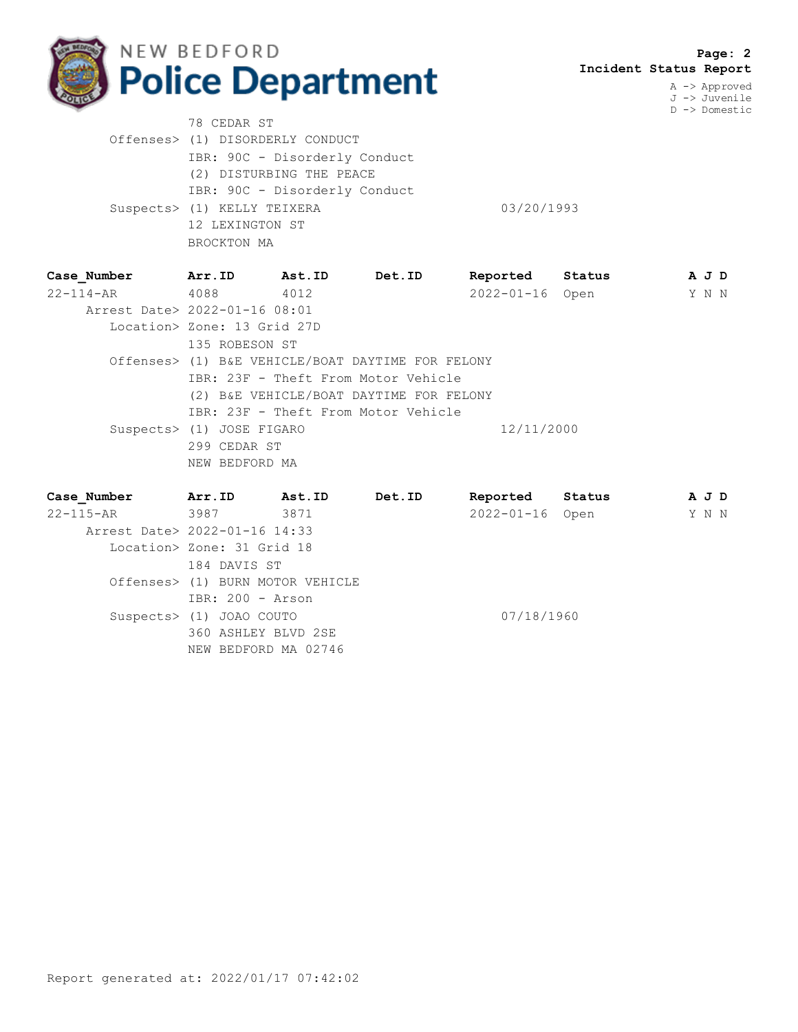78 CEDAR ST
Offenses> (1) DISORDERLY CONDUCT
IBR: 90C - Disorderly Conduct
(2) DISTURBING THE PEACE
IBR: 90C - Disorderly Conduct
Suspects> (1) KELLY TEIXERA 03/20/1993
12 LEXINGTON ST
BROCKTON MA

| Case_Number | Arr.ID | Ast.ID | Det.ID | Reported | Status | A | J | D |
|---|---|---|---|---|---|---|---|---|
| 22-114-AR | 4088 | 4012 | | 2022-01-16 | Open | Y | N | N |

Arrest Date> 2022-01-16 08:01
Location> Zone: 13 Grid 27D
135 ROBESON ST
Offenses> (1) B&E VEHICLE/BOAT DAYTIME FOR FELONY
IBR: 23F - Theft From Motor Vehicle
(2) B&E VEHICLE/BOAT DAYTIME FOR FELONY
IBR: 23F - Theft From Motor Vehicle
Suspects> (1) JOSE FIGARO 12/11/2000
299 CEDAR ST
NEW BEDFORD MA

| Case_Number | Arr.ID | Ast.ID | Det.ID | Reported | Status | A | J | D |
|---|---|---|---|---|---|---|---|---|
| 22-115-AR | 3987 | 3871 | | 2022-01-16 | Open | Y | N | N |

Arrest Date> 2022-01-16 14:33
Location> Zone: 31 Grid 18
184 DAVIS ST
Offenses> (1) BURN MOTOR VEHICLE
IBR: 200 - Arson
Suspects> (1) JOAO COUTO 07/18/1960
360 ASHLEY BLVD 2SE
NEW BEDFORD MA 02746

Report generated at: 2022/01/17 07:42:02